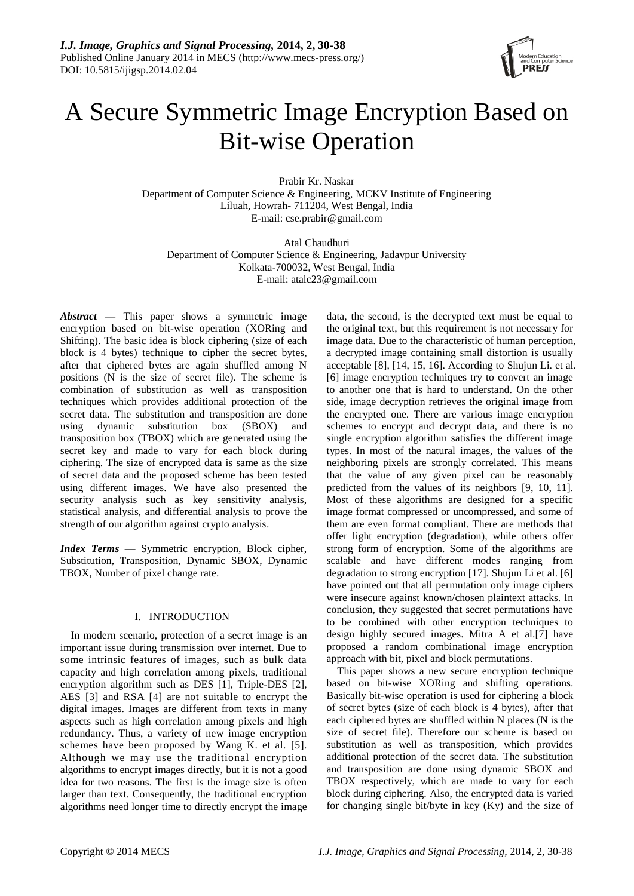# A Secure Symmetric Image Encryption Based on Bit-wise Operation

Prabir Kr. Naskar
Department of Computer Science & Engineering, MCKV Institute of Engineering
Liluah, Howrah- 711204, West Bengal, India
E-mail: cse.prabir@gmail.com

Atal Chaudhuri
Department of Computer Science & Engineering, Jadavpur University
Kolkata-700032, West Bengal, India
E-mail: atalc23@gmail.com

***Abstract*** — This paper shows a symmetric image encryption based on bit-wise operation (XORing and Shifting). The basic idea is block ciphering (size of each block is 4 bytes) technique to cipher the secret bytes, after that ciphered bytes are again shuffled among N positions (N is the size of secret file). The scheme is combination of substitution as well as transposition techniques which provides additional protection of the secret data. The substitution and transposition are done using dynamic substitution box (SBOX) and transposition box (TBOX) which are generated using the secret key and made to vary for each block during ciphering. The size of encrypted data is same as the size of secret data and the proposed scheme has been tested using different images. We have also presented the security analysis such as key sensitivity analysis, statistical analysis, and differential analysis to prove the strength of our algorithm against crypto analysis.

***Index Terms*** — Symmetric encryption, Block cipher, Substitution, Transposition, Dynamic SBOX, Dynamic TBOX, Number of pixel change rate.

## I. INTRODUCTION

In modern scenario, protection of a secret image is an important issue during transmission over internet. Due to some intrinsic features of images, such as bulk data capacity and high correlation among pixels, traditional encryption algorithm such as DES [1], Triple-DES [2], AES [3] and RSA [4] are not suitable to encrypt the digital images. Images are different from texts in many aspects such as high correlation among pixels and high redundancy. Thus, a variety of new image encryption schemes have been proposed by Wang K. et al. [5]. Although we may use the traditional encryption algorithms to encrypt images directly, but it is not a good idea for two reasons. The first is the image size is often larger than text. Consequently, the traditional encryption algorithms need longer time to directly encrypt the image data, the second, is the decrypted text must be equal to the original text, but this requirement is not necessary for image data. Due to the characteristic of human perception, a decrypted image containing small distortion is usually acceptable [8], [14, 15, 16]. According to Shujun Li. et al. [6] image encryption techniques try to convert an image to another one that is hard to understand. On the other side, image decryption retrieves the original image from the encrypted one. There are various image encryption schemes to encrypt and decrypt data, and there is no single encryption algorithm satisfies the different image types. In most of the natural images, the values of the neighboring pixels are strongly correlated. This means that the value of any given pixel can be reasonably predicted from the values of its neighbors [9, 10, 11]. Most of these algorithms are designed for a specific image format compressed or uncompressed, and some of them are even format compliant. There are methods that offer light encryption (degradation), while others offer strong form of encryption. Some of the algorithms are scalable and have different modes ranging from degradation to strong encryption [17]. Shujun Li et al. [6] have pointed out that all permutation only image ciphers were insecure against known/chosen plaintext attacks. In conclusion, they suggested that secret permutations have to be combined with other encryption techniques to design highly secured images. Mitra A et al.[7] have proposed a random combinational image encryption approach with bit, pixel and block permutations.

This paper shows a new secure encryption technique based on bit-wise XORing and shifting operations. Basically bit-wise operation is used for ciphering a block of secret bytes (size of each block is 4 bytes), after that each ciphered bytes are shuffled within N places (N is the size of secret file). Therefore our scheme is based on substitution as well as transposition, which provides additional protection of the secret data. The substitution and transposition are done using dynamic SBOX and TBOX respectively, which are made to vary for each block during ciphering. Also, the encrypted data is varied for changing single bit/byte in key (Ky) and the size of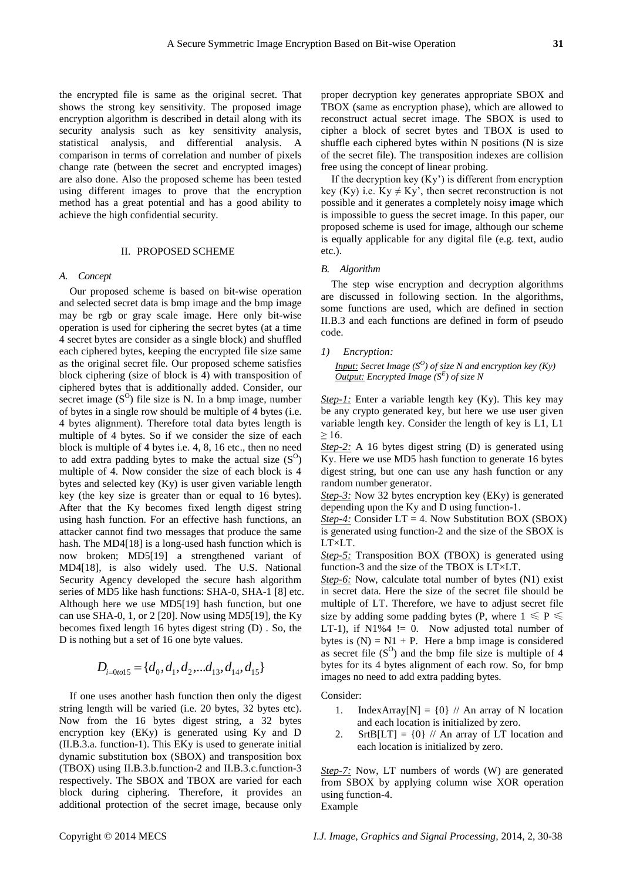the encrypted file is same as the original secret. That shows the strong key sensitivity. The proposed image encryption algorithm is described in detail along with its security analysis such as key sensitivity analysis, statistical analysis, and differential analysis. A comparison in terms of correlation and number of pixels change rate (between the secret and encrypted images) are also done. Also the proposed scheme has been tested using different images to prove that the encryption method has a great potential and has a good ability to achieve the high confidential security.

## II. PROPOSED SCHEME

### *A. Concept*

Our proposed scheme is based on bit-wise operation and selected secret data is bmp image and the bmp image may be rgb or gray scale image. Here only bit-wise operation is used for ciphering the secret bytes (at a time 4 secret bytes are consider as a single block) and shuffled each ciphered bytes, keeping the encrypted file size same as the original secret file. Our proposed scheme satisfies block ciphering (size of block is 4) with transposition of ciphered bytes that is additionally added. Consider, our secret image ($S^O$) file size is N. In a bmp image, number of bytes in a single row should be multiple of 4 bytes (i.e. 4 bytes alignment). Therefore total data bytes length is multiple of 4 bytes. So if we consider the size of each block is multiple of 4 bytes i.e. 4, 8, 16 etc., then no need to add extra padding bytes to make the actual size ($S^O$) multiple of 4. Now consider the size of each block is 4 bytes and selected key (Ky) is user given variable length key (the key size is greater than or equal to 16 bytes). After that the Ky becomes fixed length digest string using hash function. For an effective hash functions, an attacker cannot find two messages that produce the same hash. The MD4[18] is a long-used hash function which is now broken; MD5[19] a strengthened variant of MD4[18], is also widely used. The U.S. National Security Agency developed the secure hash algorithm series of MD5 like hash functions: SHA-0, SHA-1 [8] etc. Although here we use MD5[19] hash function, but one can use SHA-0, 1, or 2 [20]. Now using MD5[19], the Ky becomes fixed length 16 bytes digest string (D) . So, the D is nothing but a set of 16 one byte values.

$$D_{i=0to15} = \{d_0, d_1, d_2, ...d_{13}, d_{14}, d_{15}\}$$

If one uses another hash function then only the digest string length will be varied (i.e. 20 bytes, 32 bytes etc). Now from the 16 bytes digest string, a 32 bytes encryption key (EKy) is generated using Ky and D (II.B.3.a. function-1). This EKy is used to generate initial dynamic substitution box (SBOX) and transposition box (TBOX) using II.B.3.b.function-2 and II.B.3.c.function-3 respectively. The SBOX and TBOX are varied for each block during ciphering. Therefore, it provides an additional protection of the secret image, because only proper decryption key generates appropriate SBOX and TBOX (same as encryption phase), which are allowed to reconstruct actual secret image. The SBOX is used to cipher a block of secret bytes and TBOX is used to shuffle each ciphered bytes within N positions (N is size of the secret file). The transposition indexes are collision free using the concept of linear probing.

If the decryption key (Ky') is different from encryption key (Ky) i.e. Ky ≠ Ky', then secret reconstruction is not possible and it generates a completely noisy image which is impossible to guess the secret image. In this paper, our proposed scheme is used for image, although our scheme is equally applicable for any digital file (e.g. text, audio etc.).

### *B. Algorithm*

The step wise encryption and decryption algorithms are discussed in following section. In the algorithms, some functions are used, which are defined in section II.B.3 and each functions are defined in form of pseudo code.

#### *1) Encryption:*

*Input: Secret Image ($S^O$) of size N and encryption key (Ky)*
*Output: Encrypted Image ($S^E$) of size N*

*Step-1:* Enter a variable length key (Ky). This key may be any crypto generated key, but here we use user given variable length key. Consider the length of key is L1, L1 ≥ 16.

*Step-2:* A 16 bytes digest string (D) is generated using Ky. Here we use MD5 hash function to generate 16 bytes digest string, but one can use any hash function or any random number generator.

*Step-3:* Now 32 bytes encryption key (EKy) is generated depending upon the Ky and D using function-1.

*Step-4:* Consider LT = 4. Now Substitution BOX (SBOX) is generated using function-2 and the size of the SBOX is LT×LT.

*Step-5:* Transposition BOX (TBOX) is generated using function-3 and the size of the TBOX is LT×LT.

*Step-6:* Now, calculate total number of bytes (N1) exist in secret data. Here the size of the secret file should be multiple of LT. Therefore, we have to adjust secret file size by adding some padding bytes (P, where $1 \leqslant P \leqslant$ LT-1), if N1%4 != 0. Now adjusted total number of bytes is (N) = N1 + P. Here a bmp image is considered as secret file ($S^O$) and the bmp file size is multiple of 4 bytes for its 4 bytes alignment of each row. So, for bmp images no need to add extra padding bytes.

Consider:

1. IndexArray[N] = {0} // An array of N location and each location is initialized by zero.
2. SrtB[LT] = {0} // An array of LT location and each location is initialized by zero.

*Step-7:* Now, LT numbers of words (W) are generated from SBOX by applying column wise XOR operation using function-4.
Example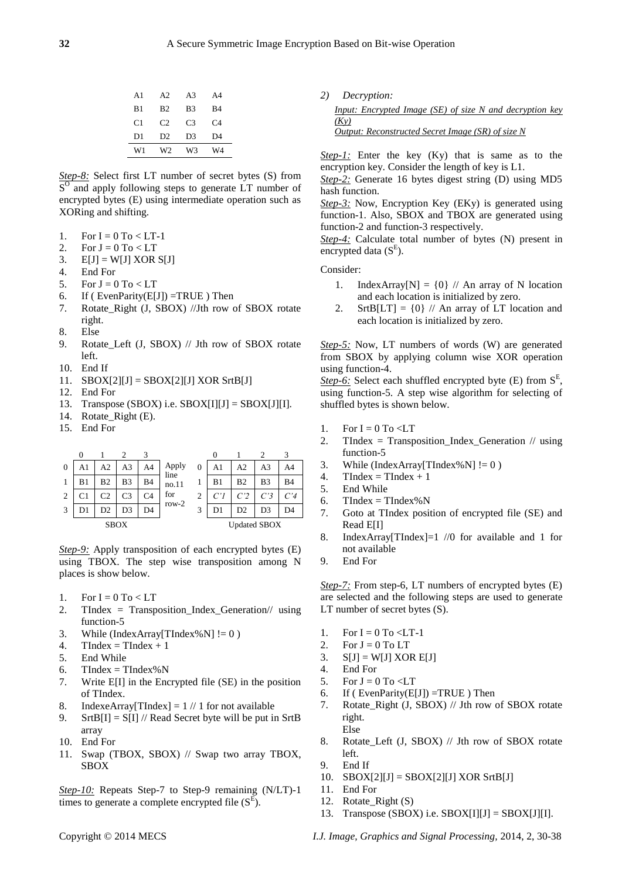| A1 | A2 | A3 | A4 |
|---|---|---|---|
| B1 | B2 | B3 | B4 |
| C1 | C2 | C3 | C4 |
| D1 | D2 | D3 | D4 |
| W1 | W2 | W3 | W4 |

*Step-8:* Select first LT number of secret bytes (S) from $S^O$ and apply following steps to generate LT number of encrypted bytes (E) using intermediate operation such as XORing and shifting.

1. For I = 0 To < LT-1
2. For J = 0 To < LT
3. E[J] = W[J] XOR S[J]
4. End For
5. For J = 0 To < LT
6. If ( EvenParity(E[J]) =TRUE ) Then
7. Rotate_Right (J, SBOX) //Jth row of SBOX rotate right.
8. Else
9. Rotate_Left (J, SBOX) // Jth row of SBOX rotate left.
10. End If
11. SBOX[2][J] = SBOX[2][J] XOR SrtB[J]
12. End For
13. Transpose (SBOX) i.e. SBOX[I][J] = SBOX[J][I].
14. Rotate_Right (E).
15. End For

SBOX:

| | 0 | 1 | 2 | 3 |
|---|---|---|---|---|
| 0 | A1 | A2 | A3 | A4 |
| 1 | B1 | B2 | B3 | B4 |
| 2 | C1 | C2 | C3 | C4 |
| 3 | D1 | D2 | D3 | D4 |

Apply line no.11 for row-2

Updated SBOX:

| | 0 | 1 | 2 | 3 |
|---|---|---|---|---|
| 0 | A1 | A2 | A3 | A4 |
| 1 | B1 | B2 | B3 | B4 |
| 2 | *C'1* | *C'2* | *C'3* | *C'4* |
| 3 | D1 | D2 | D3 | D4 |

*Step-9:* Apply transposition of each encrypted bytes (E) using TBOX. The step wise transposition among N places is show below.

1. For I = 0 To < LT
2. TIndex = Transposition_Index_Generation// using function-5
3. While (IndexArray[TIndex%N] != 0 )
4. TIndex = TIndex + 1
5. End While
6. TIndex = TIndex%N
7. Write E[I] in the Encrypted file (SE) in the position of TIndex.
8. IndexeArray[TIndex] = 1 // 1 for not available
9. SrtB[I] = S[I] // Read Secret byte will be put in SrtB array
10. End For
11. Swap (TBOX, SBOX) // Swap two array TBOX, SBOX

*Step-10:* Repeats Step-7 to Step-9 remaining (N/LT)-1 times to generate a complete encrypted file ($S^E$).

2) *Decryption:*

*Input: Encrypted Image (SE) of size N and decryption key (Ky)*
*Output: Reconstructed Secret Image (SR) of size N*

*Step-1:* Enter the key (Ky) that is same as to the encryption key. Consider the length of key is L1.
*Step-2:* Generate 16 bytes digest string (D) using MD5 hash function.
*Step-3:* Now, Encryption Key (EKy) is generated using function-1. Also, SBOX and TBOX are generated using function-2 and function-3 respectively.
*Step-4:* Calculate total number of bytes (N) present in encrypted data ($S^E$).

Consider:

1. IndexArray[N] = {0} // An array of N location and each location is initialized by zero.
2. SrtB[LT] = {0} // An array of LT location and each location is initialized by zero.

*Step-5:* Now, LT numbers of words (W) are generated from SBOX by applying column wise XOR operation using function-4.
*Step-6:* Select each shuffled encrypted byte (E) from $S^E$, using function-5. A step wise algorithm for selecting of shuffled bytes is shown below.

1. For I = 0 To <LT
2. TIndex = Transposition_Index_Generation // using function-5
3. While (IndexArray[TIndex%N] != 0 )
4. TIndex = TIndex + 1
5. End While
6. TIndex = TIndex%N
7. Goto at TIndex position of encrypted file (SE) and Read E[I]
8. IndexArray[TIndex]=1 //0 for available and 1 for not available
9. End For

*Step-7:* From step-6, LT numbers of encrypted bytes (E) are selected and the following steps are used to generate LT number of secret bytes (S).

1. For I = 0 To <LT-1
2. For J = 0 To LT
3. S[J] = W[J] XOR E[J]
4. End For
5. For J = 0 To <LT
6. If ( EvenParity(E[J]) =TRUE ) Then
7. Rotate_Right (J, SBOX) // Jth row of SBOX rotate right.
   Else
8. Rotate_Left (J, SBOX) // Jth row of SBOX rotate left.
9. End If
10. SBOX[2][J] = SBOX[2][J] XOR SrtB[J]
11. End For
12. Rotate_Right (S)
13. Transpose (SBOX) i.e. SBOX[I][J] = SBOX[J][I].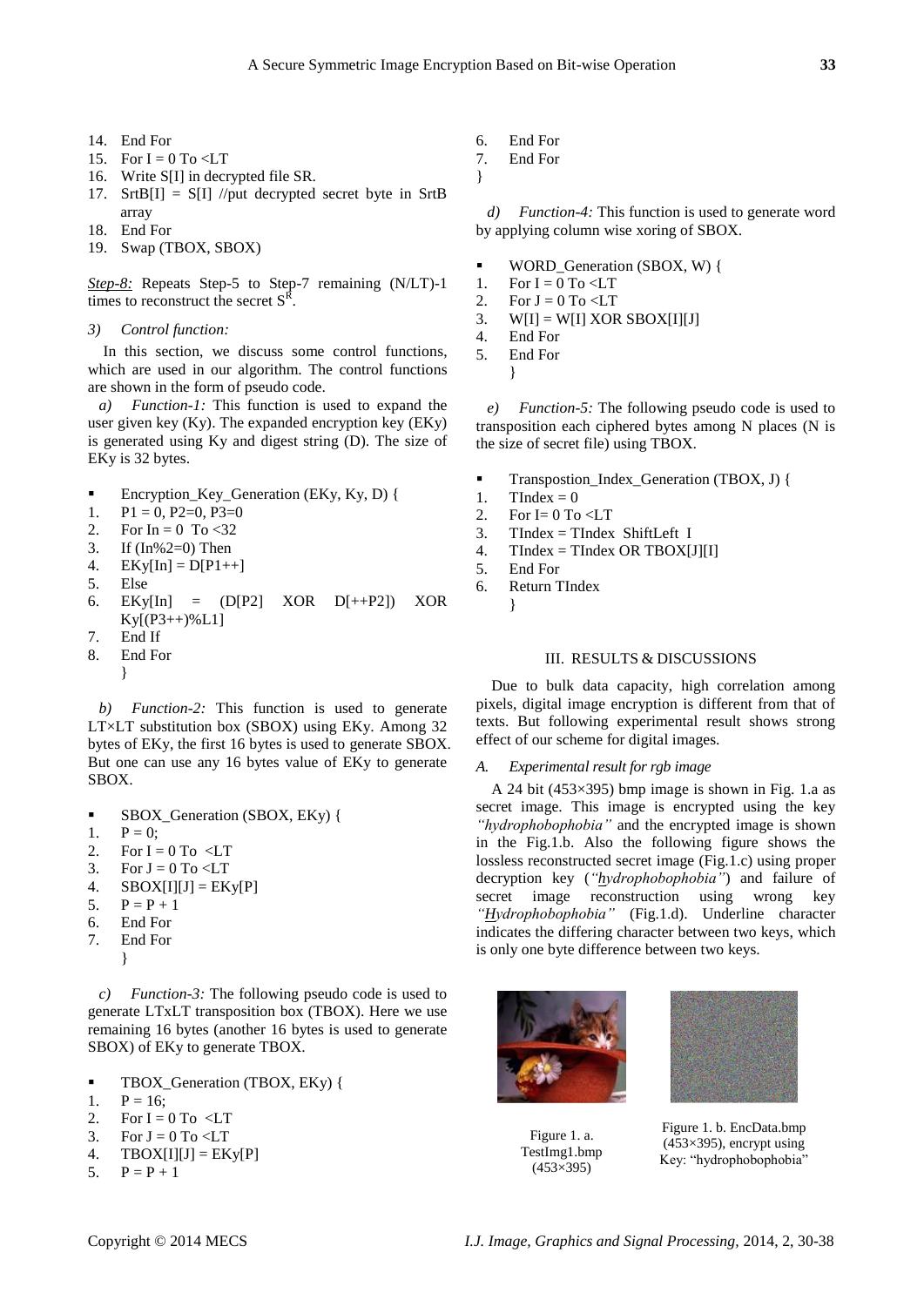14. End For
15. For I = 0 To <LT
16. Write S[I] in decrypted file SR.
17. SrtB[I] = S[I] //put decrypted secret byte in SrtB array
18. End For
19. Swap (TBOX, SBOX)

*Step-8:* Repeats Step-5 to Step-7 remaining (N/LT)-1 times to reconstruct the secret $S^R$.

*3) Control function:*

In this section, we discuss some control functions, which are used in our algorithm. The control functions are shown in the form of pseudo code.

*a) Function-1:* This function is used to expand the user given key (Ky). The expanded encryption key (EKy) is generated using Ky and digest string (D). The size of EKy is 32 bytes.

- Encryption_Key_Generation (EKy, Ky, D) {
1. P1 = 0, P2=0, P3=0
2. For In = 0 To <32
3. If (In%2=0) Then
4. EKy[In] = D[P1++]
5. Else
6. EKy[In] = (D[P2] XOR D[++P2]) XOR Ky[(P3++)%L1]
7. End If
8. End For

}

*b) Function-2:* This function is used to generate LT×LT substitution box (SBOX) using EKy. Among 32 bytes of EKy, the first 16 bytes is used to generate SBOX. But one can use any 16 bytes value of EKy to generate SBOX.

- SBOX_Generation (SBOX, EKy) {
1. P = 0;
2. For I = 0 To <LT
3. For J = 0 To <LT
4. SBOX[I][J] = EKy[P]
5. P = P + 1
6. End For
7. End For

}

*c) Function-3:* The following pseudo code is used to generate LTxLT transposition box (TBOX). Here we use remaining 16 bytes (another 16 bytes is used to generate SBOX) of EKy to generate TBOX.

- TBOX_Generation (TBOX, EKy) {
1. P = 16;
2. For I = 0 To <LT
3. For J = 0 To <LT
4. TBOX[I][J] = EKy[P]
5. P = P + 1
6. End For
7. End For

}

*d) Function-4:* This function is used to generate word by applying column wise xoring of SBOX.

- WORD_Generation (SBOX, W) {
1. For I = 0 To <LT
2. For J = 0 To <LT
3. W[I] = W[I] XOR SBOX[I][J]
4. End For
5. End For

}

*e) Function-5:* The following pseudo code is used to transposition each ciphered bytes among N places (N is the size of secret file) using TBOX.

- Transpostion_Index_Generation (TBOX, J) {
1. TIndex = 0
2. For I= 0 To <LT
3. TIndex = TIndex ShiftLeft I
4. TIndex = TIndex OR TBOX[J][I]
5. End For
6. Return TIndex

}

## III. RESULTS & DISCUSSIONS

Due to bulk data capacity, high correlation among pixels, digital image encryption is different from that of texts. But following experimental result shows strong effect of our scheme for digital images.

### *A. Experimental result for rgb image*

A 24 bit (453×395) bmp image is shown in Fig. 1.a as secret image. This image is encrypted using the key *"hydrophobophobia"* and the encrypted image is shown in the Fig.1.b. Also the following figure shows the lossless reconstructed secret image (Fig.1.c) using proper decryption key (*"hydrophobophobia"*) and failure of secret image reconstruction using wrong key *"Hydrophobophobia"* (Fig.1.d). Underline character indicates the differing character between two keys, which is only one byte difference between two keys.

Figure 1. a. TestImg1.bmp (453×395)

Figure 1. b. EncData.bmp (453×395), encrypt using Key: "hydrophobophobia"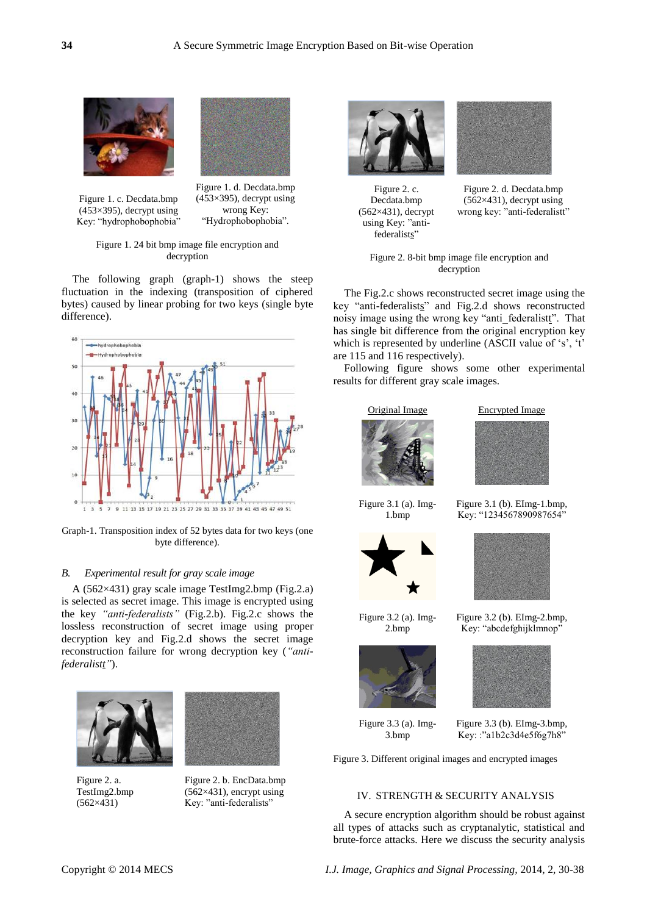Figure 1. c. Decdata.bmp (453×395), decrypt using Key: "hydrophobophobia"

Figure 1. d. Decdata.bmp (453×395), decrypt using wrong Key: "Hydrophobophobia".

Figure 1. 24 bit bmp image file encryption and decryption

The following graph (graph-1) shows the steep fluctuation in the indexing (transposition of ciphered bytes) caused by linear probing for two keys (single byte difference).

Graph-1. Transposition index of 52 bytes data for two keys (one byte difference).

## *B. Experimental result for gray scale image*

A (562×431) gray scale image TestImg2.bmp (Fig.2.a) is selected as secret image. This image is encrypted using the key *"anti-federalists"* (Fig.2.b). Fig.2.c shows the lossless reconstruction of secret image using proper decryption key and Fig.2.d shows the secret image reconstruction failure for wrong decryption key (*"anti-federalistt"*).

Figure 2. a. TestImg2.bmp (562×431)

Figure 2. b. EncData.bmp (562×431), encrypt using Key: "anti-federalists"

Figure 2. c. Decdata.bmp (562×431), decrypt using Key: "anti-federalists"

Figure 2. d. Decdata.bmp (562×431), decrypt using wrong key: "anti-federalistt"

Figure 2. 8-bit bmp image file encryption and decryption

The Fig.2.c shows reconstructed secret image using the key "anti-federalists" and Fig.2.d shows reconstructed noisy image using the wrong key "anti_federalistt". That has single bit difference from the original encryption key which is represented by underline (ASCII value of 's', 't' are 115 and 116 respectively).

Following figure shows some other experimental results for different gray scale images.

Original Image | Encrypted Image

Figure 3.1 (a). Img-1.bmp

Figure 3.1 (b). EImg-1.bmp, Key: "1234567890987654"

Figure 3.2 (a). Img-2.bmp

Figure 3.2 (b). EImg-2.bmp, Key: "abcdefghijklmnop"

Figure 3.3 (a). Img-3.bmp

Figure 3.3 (b). EImg-3.bmp, Key: :"a1b2c3d4e5f6g7h8"

Figure 3. Different original images and encrypted images

## IV. STRENGTH & SECURITY ANALYSIS

A secure encryption algorithm should be robust against all types of attacks such as cryptanalytic, statistical and brute-force attacks. Here we discuss the security analysis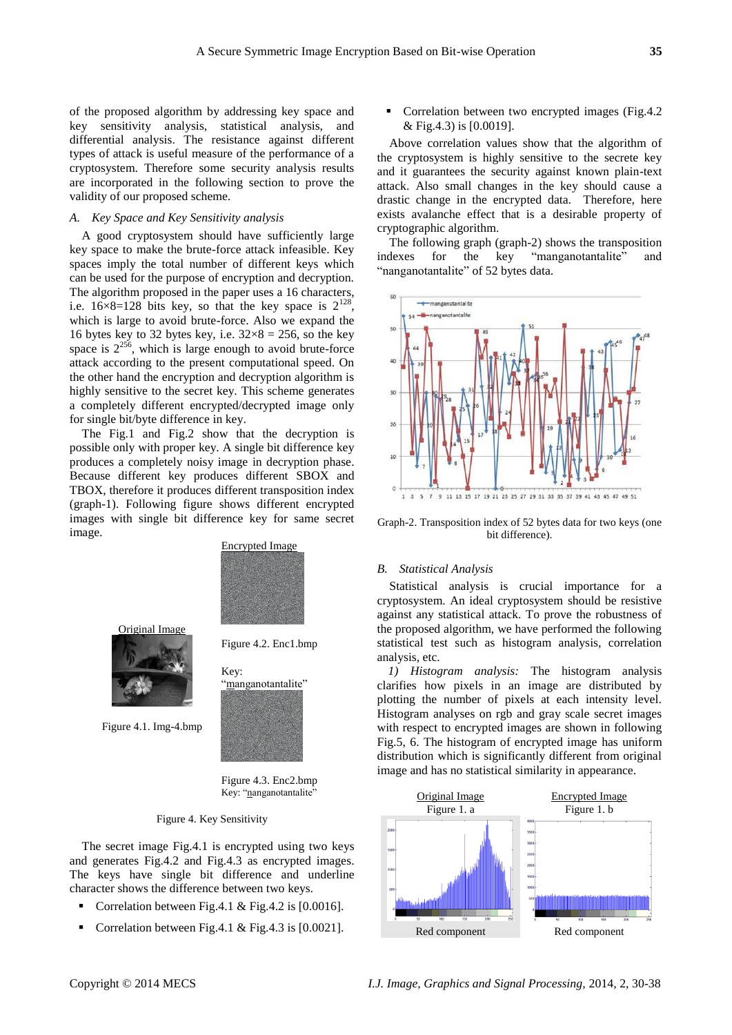of the proposed algorithm by addressing key space and key sensitivity analysis, statistical analysis, and differential analysis. The resistance against different types of attack is useful measure of the performance of a cryptosystem. Therefore some security analysis results are incorporated in the following section to prove the validity of our proposed scheme.

### *A. Key Space and Key Sensitivity analysis*

A good cryptosystem should have sufficiently large key space to make the brute-force attack infeasible. Key spaces imply the total number of different keys which can be used for the purpose of encryption and decryption. The algorithm proposed in the paper uses a 16 characters, i.e. $16 \times 8 = 128$ bits key, so that the key space is $2^{128}$, which is large to avoid brute-force. Also we expand the 16 bytes key to 32 bytes key, i.e. $32 \times 8 = 256$, so the key space is $2^{256}$, which is large enough to avoid brute-force attack according to the present computational speed. On the other hand the encryption and decryption algorithm is highly sensitive to the secret key. This scheme generates a completely different encrypted/decrypted image only for single bit/byte difference in key.

The Fig.1 and Fig.2 show that the decryption is possible only with proper key. A single bit difference key produces a completely noisy image in decryption phase. Because different key produces different SBOX and TBOX, therefore it produces different transposition index (graph-1). Following figure shows different encrypted images with single bit difference key for same secret image.

Encrypted Image

Original Image

Figure 4.1. Img-4.bmp

Figure 4.2. Enc1.bmp

Key: "manganotantalite"

Figure 4.3. Enc2.bmp
Key: "nanganotantalite"

Figure 4. Key Sensitivity

The secret image Fig.4.1 is encrypted using two keys and generates Fig.4.2 and Fig.4.3 as encrypted images. The keys have single bit difference and underline character shows the difference between two keys.

- Correlation between Fig.4.1 & Fig.4.2 is [0.0016].
- Correlation between Fig.4.1 & Fig.4.3 is [0.0021].
- Correlation between two encrypted images (Fig.4.2 & Fig.4.3) is [0.0019].

Above correlation values show that the algorithm of the cryptosystem is highly sensitive to the secrete key and it guarantees the security against known plain-text attack. Also small changes in the key should cause a drastic change in the encrypted data. Therefore, here exists avalanche effect that is a desirable property of cryptographic algorithm.

The following graph (graph-2) shows the transposition indexes for the key "manganotantalite" and "nanganotantalite" of 52 bytes data.

Graph-2. Transposition index of 52 bytes data for two keys (one bit difference).

### *B. Statistical Analysis*

Statistical analysis is crucial importance for a cryptosystem. An ideal cryptosystem should be resistive against any statistical attack. To prove the robustness of the proposed algorithm, we have performed the following statistical test such as histogram analysis, correlation analysis, etc.

*1) Histogram analysis:* The histogram analysis clarifies how pixels in an image are distributed by plotting the number of pixels at each intensity level. Histogram analyses on rgb and gray scale secret images with respect to encrypted images are shown in following Fig.5, 6. The histogram of encrypted image has uniform distribution which is significantly different from original image and has no statistical similarity in appearance.

Original Image
Figure 1. a

Red component

Encrypted Image
Figure 1. b

Red component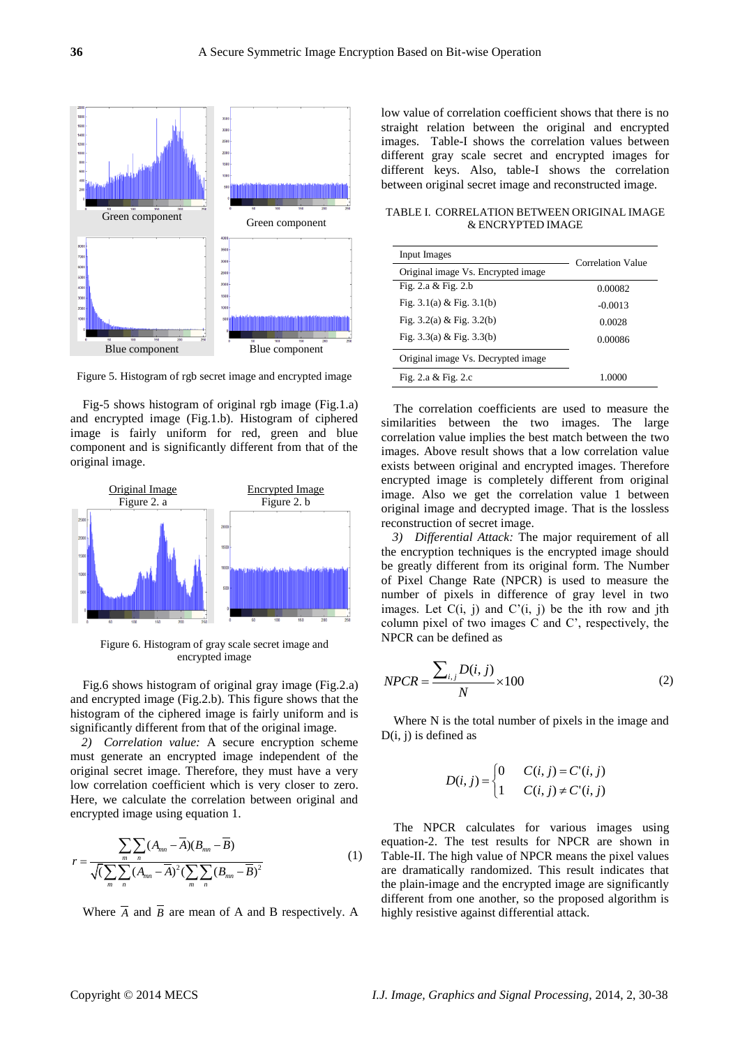Green component

Green component

Blue component

Blue component

Figure 5. Histogram of rgb secret image and encrypted image

Fig-5 shows histogram of original rgb image (Fig.1.a) and encrypted image (Fig.1.b). Histogram of ciphered image is fairly uniform for red, green and blue component and is significantly different from that of the original image.

Original Image
Figure 2. a

Encrypted Image
Figure 2. b

Figure 6. Histogram of gray scale secret image and encrypted image

Fig.6 shows histogram of original gray image (Fig.2.a) and encrypted image (Fig.2.b). This figure shows that the histogram of the ciphered image is fairly uniform and is significantly different from that of the original image.

*2) Correlation value:* A secure encryption scheme must generate an encrypted image independent of the original secret image. Therefore, they must have a very low correlation coefficient which is very closer to zero. Here, we calculate the correlation between original and encrypted image using equation 1.

$$r = \frac{\sum_m \sum_n (A_{mn} - \overline{A})(B_{mn} - \overline{B})}{\sqrt{(\sum_m \sum_n (A_{mn} - \overline{A})^2 (\sum_m \sum_n (B_{mn} - \overline{B})^2}} \quad (1)$$

Where $\overline{A}$ and $\overline{B}$ are mean of A and B respectively. A low value of correlation coefficient shows that there is no straight relation between the original and encrypted images. Table-I shows the correlation values between different gray scale secret and encrypted images for different keys. Also, table-I shows the correlation between original secret image and reconstructed image.

TABLE I. CORRELATION BETWEEN ORIGINAL IMAGE & ENCRYPTED IMAGE

| Input Images | Correlation Value |
|---|---|
| Original image Vs. Encrypted image | |
| Fig. 2.a & Fig. 2.b | 0.00082 |
| Fig. 3.1(a) & Fig. 3.1(b) | -0.0013 |
| Fig. 3.2(a) & Fig. 3.2(b) | 0.0028 |
| Fig. 3.3(a) & Fig. 3.3(b) | 0.00086 |
| Original image Vs. Decrypted image | |
| Fig. 2.a & Fig. 2.c | 1.0000 |

The correlation coefficients are used to measure the similarities between the two images. The large correlation value implies the best match between the two images. Above result shows that a low correlation value exists between original and encrypted images. Therefore encrypted image is completely different from original image. Also we get the correlation value 1 between original image and decrypted image. That is the lossless reconstruction of secret image.

*3) Differential Attack:* The major requirement of all the encryption techniques is the encrypted image should be greatly different from its original form. The Number of Pixel Change Rate (NPCR) is used to measure the number of pixels in difference of gray level in two images. Let C(i, j) and C'(i, j) be the ith row and jth column pixel of two images C and C', respectively, the NPCR can be defined as

$$NPCR = \frac{\sum_{i,j} D(i,j)}{N} \times 100 \quad (2)$$

Where N is the total number of pixels in the image and D(i, j) is defined as

$$D(i,j) = \begin{cases} 0 & C(i,j) = C'(i,j) \\ 1 & C(i,j) \neq C'(i,j) \end{cases}$$

The NPCR calculates for various images using equation-2. The test results for NPCR are shown in Table-II. The high value of NPCR means the pixel values are dramatically randomized. This result indicates that the plain-image and the encrypted image are significantly different from one another, so the proposed algorithm is highly resistive against differential attack.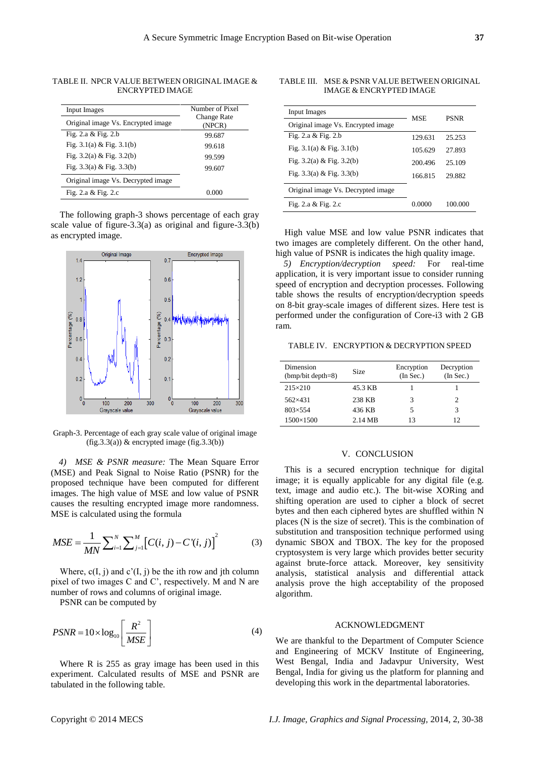TABLE II. NPCR VALUE BETWEEN ORIGINAL IMAGE & ENCRYPTED IMAGE

| Input Images | Number of Pixel Change Rate (NPCR) |
|---|---|
| Original image Vs. Encrypted image | |
| Fig. 2.a & Fig. 2.b | 99.687 |
| Fig. 3.1(a) & Fig. 3.1(b) | 99.618 |
| Fig. 3.2(a) & Fig. 3.2(b) | 99.599 |
| Fig. 3.3(a) & Fig. 3.3(b) | 99.607 |
| Original image Vs. Decrypted image | |
| Fig. 2.a & Fig. 2.c | 0.000 |

The following graph-3 shows percentage of each gray scale value of figure-3.3(a) as original and figure-3.3(b) as encrypted image.

Graph-3. Percentage of each gray scale value of original image (fig.3.3(a)) & encrypted image (fig.3.3(b))

*4) MSE & PSNR measure:* The Mean Square Error (MSE) and Peak Signal to Noise Ratio (PSNR) for the proposed technique have been computed for different images. The high value of MSE and low value of PSNR causes the resulting encrypted image more randomness. MSE is calculated using the formula

$$MSE = \frac{1}{MN}\sum_{i=1}^{N}\sum_{j=1}^{M}\left[C(i,j) - C'(i,j)\right]^2 \tag{3}$$

Where, c(I, j) and c'(I, j) be the ith row and jth column pixel of two images C and C', respectively. M and N are number of rows and columns of original image.

PSNR can be computed by

$$PSNR = 10 \times \log_{10}\left[\frac{R^2}{MSE}\right] \tag{4}$$

Where R is 255 as gray image has been used in this experiment. Calculated results of MSE and PSNR are tabulated in the following table.

TABLE III. MSE & PSNR VALUE BETWEEN ORIGINAL IMAGE & ENCRYPTED IMAGE

| Input Images | MSE | PSNR |
|---|---|---|
| Original image Vs. Encrypted image | | |
| Fig. 2.a & Fig. 2.b | 129.631 | 25.253 |
| Fig. 3.1(a) & Fig. 3.1(b) | 105.629 | 27.893 |
| Fig. 3.2(a) & Fig. 3.2(b) | 200.496 | 25.109 |
| Fig. 3.3(a) & Fig. 3.3(b) | 166.815 | 29.882 |
| Original image Vs. Decrypted image | | |
| Fig. 2.a & Fig. 2.c | 0.0000 | 100.000 |

High value MSE and low value PSNR indicates that two images are completely different. On the other hand, high value of PSNR is indicates the high quality image.

*5) Encryption/decryption speed:* For real-time application, it is very important issue to consider running speed of encryption and decryption processes. Following table shows the results of encryption/decryption speeds on 8-bit gray-scale images of different sizes. Here test is performed under the configuration of Core-i3 with 2 GB ram.

TABLE IV. ENCRYPTION & DECRYPTION SPEED

| Dimension (bmp/bit depth=8) | Size | Encryption (In Sec.) | Decryption (In Sec.) |
|---|---|---|---|
| 215×210 | 45.3 KB | 1 | 1 |
| 562×431 | 238 KB | 3 | 2 |
| 803×554 | 436 KB | 5 | 3 |
| 1500×1500 | 2.14 MB | 13 | 12 |

## V. CONCLUSION

This is a secured encryption technique for digital image; it is equally applicable for any digital file (e.g. text, image and audio etc.). The bit-wise XORing and shifting operation are used to cipher a block of secret bytes and then each ciphered bytes are shuffled within N places (N is the size of secret). This is the combination of substitution and transposition technique performed using dynamic SBOX and TBOX. The key for the proposed cryptosystem is very large which provides better security against brute-force attack. Moreover, key sensitivity analysis, statistical analysis and differential attack analysis prove the high acceptability of the proposed algorithm.

## ACKNOWLEDGMENT

We are thankful to the Department of Computer Science and Engineering of MCKV Institute of Engineering, West Bengal, India and Jadavpur University, West Bengal, India for giving us the platform for planning and developing this work in the departmental laboratories.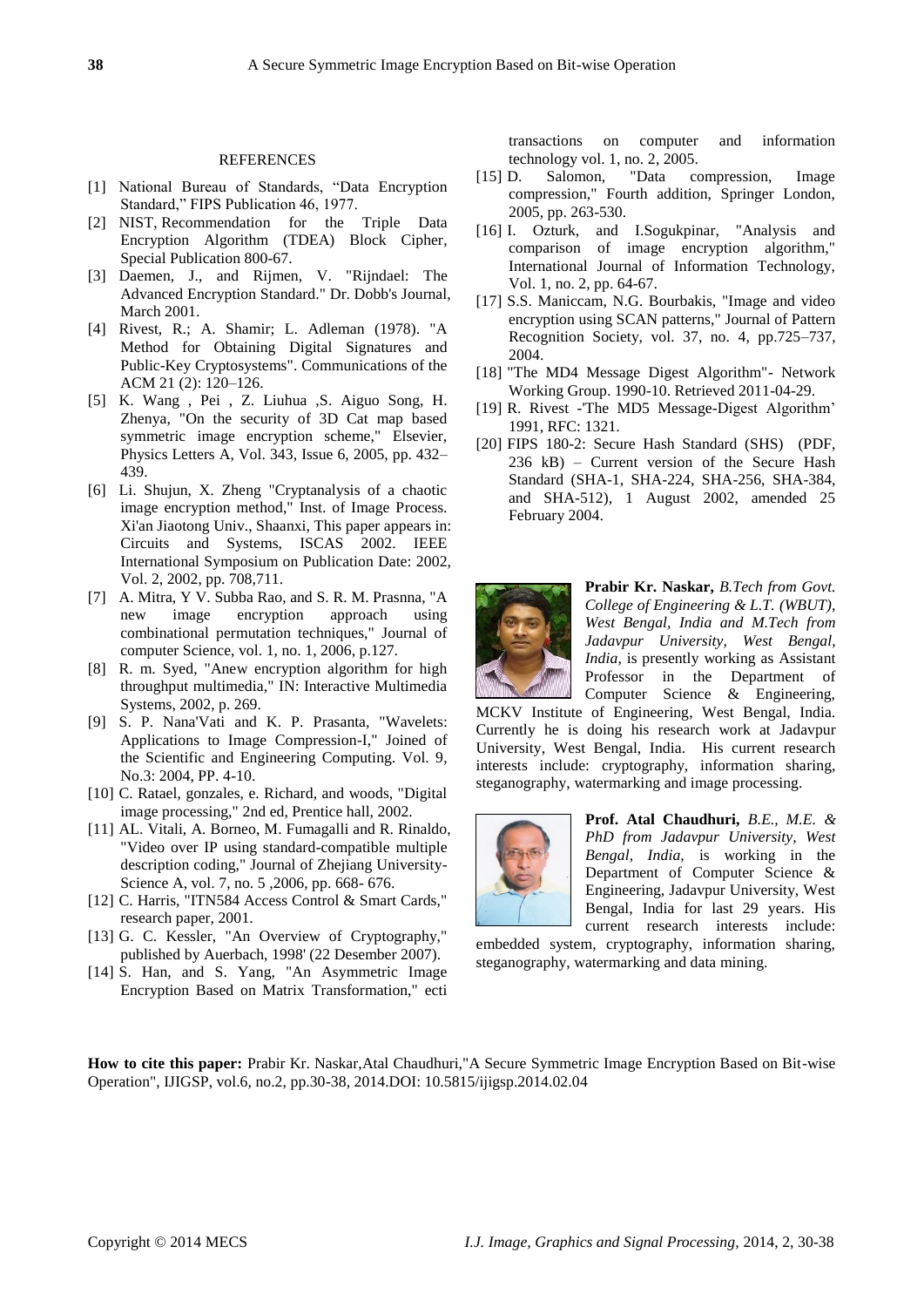## REFERENCES

[1] National Bureau of Standards, "Data Encryption Standard," FIPS Publication 46, 1977.

[2] NIST, Recommendation for the Triple Data Encryption Algorithm (TDEA) Block Cipher, Special Publication 800-67.

[3] Daemen, J., and Rijmen, V. "Rijndael: The Advanced Encryption Standard." Dr. Dobb's Journal, March 2001.

[4] Rivest, R.; A. Shamir; L. Adleman (1978). "A Method for Obtaining Digital Signatures and Public-Key Cryptosystems". Communications of the ACM 21 (2): 120–126.

[5] K. Wang , Pei , Z. Liuhua ,S. Aiguo Song, H. Zhenya, "On the security of 3D Cat map based symmetric image encryption scheme," Elsevier, Physics Letters A, Vol. 343, Issue 6, 2005, pp. 432–439.

[6] Li. Shujun, X. Zheng "Cryptanalysis of a chaotic image encryption method," Inst. of Image Process. Xi'an Jiaotong Univ., Shaanxi, This paper appears in: Circuits and Systems, ISCAS 2002. IEEE International Symposium on Publication Date: 2002, Vol. 2, 2002, pp. 708,711.

[7] A. Mitra, Y V. Subba Rao, and S. R. M. Prasnna, "A new image encryption approach using combinational permutation techniques," Journal of computer Science, vol. 1, no. 1, 2006, p.127.

[8] R. m. Syed, "Anew encryption algorithm for high throughput multimedia," IN: Interactive Multimedia Systems, 2002, p. 269.

[9] S. P. Nana'Vati and K. P. Prasanta, "Wavelets: Applications to Image Compression-I," Joined of the Scientific and Engineering Computing. Vol. 9, No.3: 2004, PP. 4-10.

[10] C. Ratael, gonzales, e. Richard, and woods, "Digital image processing," 2nd ed, Prentice hall, 2002.

[11] AL. Vitali, A. Borneo, M. Fumagalli and R. Rinaldo, "Video over IP using standard-compatible multiple description coding," Journal of Zhejiang University-Science A, vol. 7, no. 5 ,2006, pp. 668- 676.

[12] C. Harris, "ITN584 Access Control & Smart Cards," research paper, 2001.

[13] G. C. Kessler, "An Overview of Cryptography," published by Auerbach, 1998' (22 Desember 2007).

[14] S. Han, and S. Yang, "An Asymmetric Image Encryption Based on Matrix Transformation," ecti transactions on computer and information technology vol. 1, no. 2, 2005.

[15] D. Salomon, "Data compression, Image compression," Fourth addition, Springer London, 2005, pp. 263-530.

[16] I. Ozturk, and I.Sogukpinar, "Analysis and comparison of image encryption algorithm," International Journal of Information Technology, Vol. 1, no. 2, pp. 64-67.

[17] S.S. Maniccam, N.G. Bourbakis, "Image and video encryption using SCAN patterns," Journal of Pattern Recognition Society, vol. 37, no. 4, pp.725–737, 2004.

[18] "The MD4 Message Digest Algorithm"- Network Working Group. 1990-10. Retrieved 2011-04-29.

[19] R. Rivest -'The MD5 Message-Digest Algorithm' 1991, RFC: 1321.

[20] FIPS 180-2: Secure Hash Standard (SHS) (PDF, 236 kB) – Current version of the Secure Hash Standard (SHA-1, SHA-224, SHA-256, SHA-384, and SHA-512), 1 August 2002, amended 25 February 2004.

**Prabir Kr. Naskar,** *B.Tech from Govt. College of Engineering & L.T. (WBUT), West Bengal, India and M.Tech from Jadavpur University, West Bengal, India,* is presently working as Assistant Professor in the Department of Computer Science & Engineering, MCKV Institute of Engineering, West Bengal, India. Currently he is doing his research work at Jadavpur University, West Bengal, India. His current research interests include: cryptography, information sharing, steganography, watermarking and image processing.

**Prof. Atal Chaudhuri,** *B.E., M.E. & PhD from Jadavpur University, West Bengal, India,* is working in the Department of Computer Science & Engineering, Jadavpur University, West Bengal, India for last 29 years. His current research interests include: embedded system, cryptography, information sharing, steganography, watermarking and data mining.

**How to cite this paper:** Prabir Kr. Naskar,Atal Chaudhuri,"A Secure Symmetric Image Encryption Based on Bit-wise Operation", IJIGSP, vol.6, no.2, pp.30-38, 2014.DOI: 10.5815/ijigsp.2014.02.04